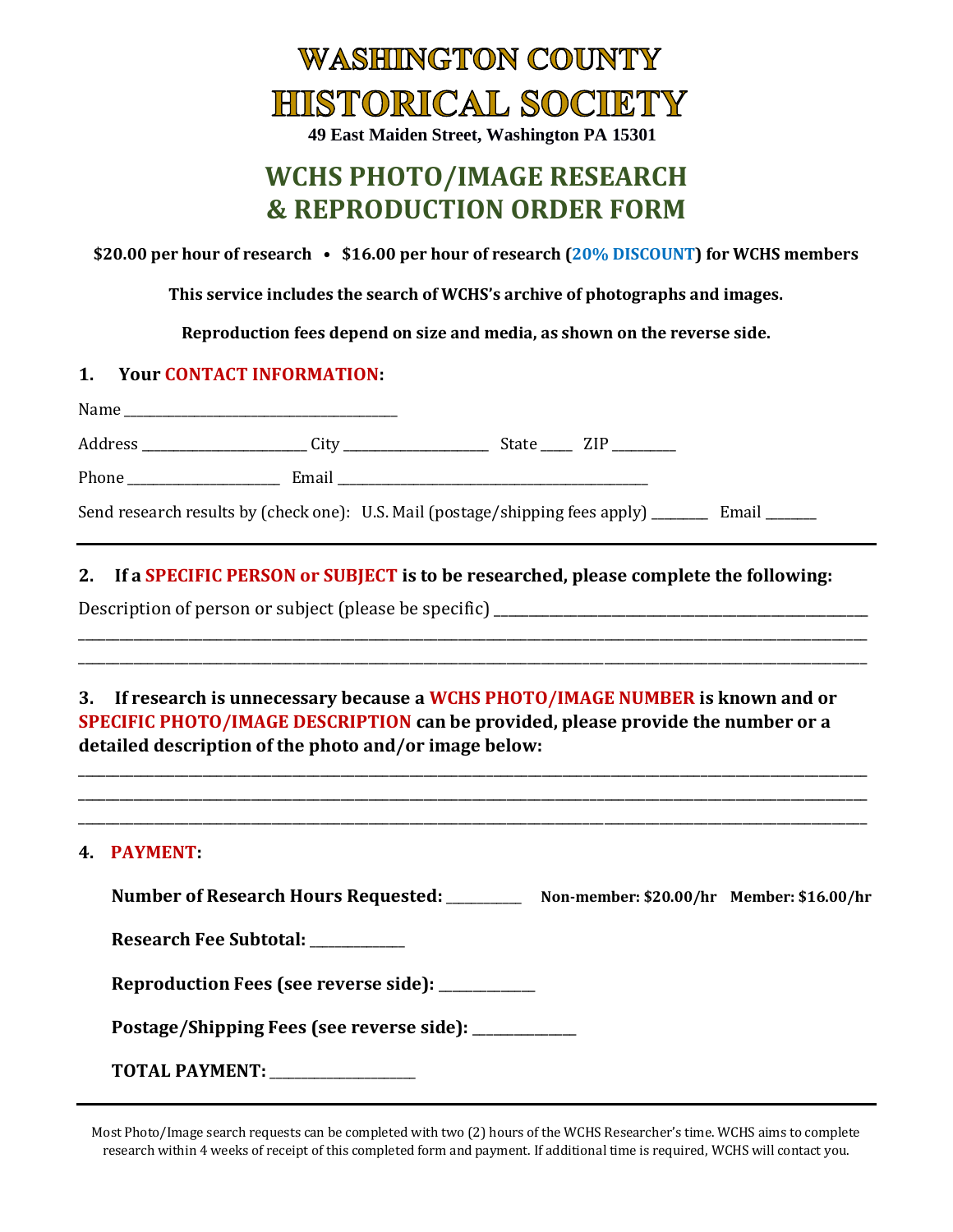# WASHINGTON COUNTY
# HISTORICAL SOCIETY

**49 East Maiden Street, Washington PA 15301**

## WCHS PHOTO/IMAGE RESEARCH & REPRODUCTION ORDER FORM

**$20.00 per hour of research • $16.00 per hour of research (20% DISCOUNT) for WCHS members**

**This service includes the search of WCHS's archive of photographs and images.**

**Reproduction fees depend on size and media, as shown on the reverse side.**

### 1. Your CONTACT INFORMATION:

Name ______________________________________

Address ________________________ City _____________________ State _____ ZIP _________

Phone ______________________ Email _____________________________________________

Send research results by (check one): U.S. Mail (postage/shipping fees apply) ________ Email _______

---

### 2. If a SPECIFIC PERSON or SUBJECT is to be researched, please complete the following:

Description of person or subject (please be specific) ____________________________________________________
______________________________________________________________________________________________________
______________________________________________________________________________________________________

### 3. If research is unnecessary because a WCHS PHOTO/IMAGE NUMBER is known and or SPECIFIC PHOTO/IMAGE DESCRIPTION can be provided, please provide the number or a detailed description of the photo and/or image below:

______________________________________________________________________________________________________
______________________________________________________________________________________________________
______________________________________________________________________________________________________

### 4. PAYMENT:

**Number of Research Hours Requested:** ___________ **Non-member: $20.00/hr Member: $16.00/hr**

**Research Fee Subtotal:** _____________

**Reproduction Fees (see reverse side):** _____________

**Postage/Shipping Fees (see reverse side):** ______________

**TOTAL PAYMENT:** ____________________

---

Most Photo/Image search requests can be completed with two (2) hours of the WCHS Researcher's time. WCHS aims to complete research within 4 weeks of receipt of this completed form and payment. If additional time is required, WCHS will contact you.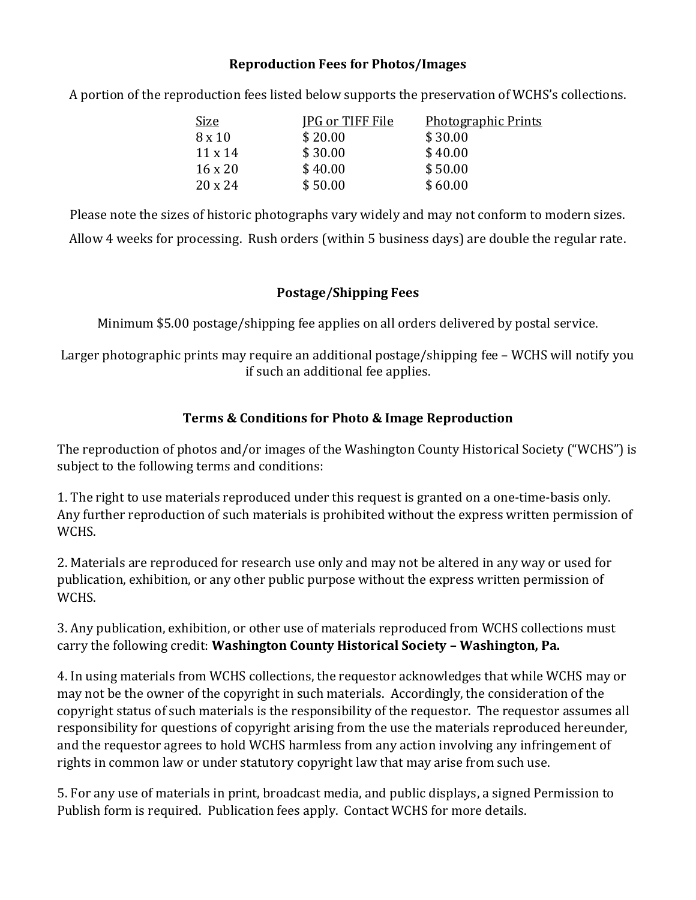## Reproduction Fees for Photos/Images

A portion of the reproduction fees listed below supports the preservation of WCHS's collections.

| Size | JPG or TIFF File | Photographic Prints |
|---|---|---|
| 8 x 10 | $ 20.00 | $ 30.00 |
| 11 x 14 | $ 30.00 | $ 40.00 |
| 16 x 20 | $ 40.00 | $ 50.00 |
| 20 x 24 | $ 50.00 | $ 60.00 |

Please note the sizes of historic photographs vary widely and may not conform to modern sizes.

Allow 4 weeks for processing. Rush orders (within 5 business days) are double the regular rate.

## Postage/Shipping Fees

Minimum $5.00 postage/shipping fee applies on all orders delivered by postal service.

Larger photographic prints may require an additional postage/shipping fee – WCHS will notify you if such an additional fee applies.

## Terms & Conditions for Photo & Image Reproduction

The reproduction of photos and/or images of the Washington County Historical Society ("WCHS") is subject to the following terms and conditions:

1. The right to use materials reproduced under this request is granted on a one-time-basis only. Any further reproduction of such materials is prohibited without the express written permission of WCHS.

2. Materials are reproduced for research use only and may not be altered in any way or used for publication, exhibition, or any other public purpose without the express written permission of WCHS.

3. Any publication, exhibition, or other use of materials reproduced from WCHS collections must carry the following credit: **Washington County Historical Society – Washington, Pa.**

4. In using materials from WCHS collections, the requestor acknowledges that while WCHS may or may not be the owner of the copyright in such materials. Accordingly, the consideration of the copyright status of such materials is the responsibility of the requestor. The requestor assumes all responsibility for questions of copyright arising from the use the materials reproduced hereunder, and the requestor agrees to hold WCHS harmless from any action involving any infringement of rights in common law or under statutory copyright law that may arise from such use.

5. For any use of materials in print, broadcast media, and public displays, a signed Permission to Publish form is required. Publication fees apply. Contact WCHS for more details.